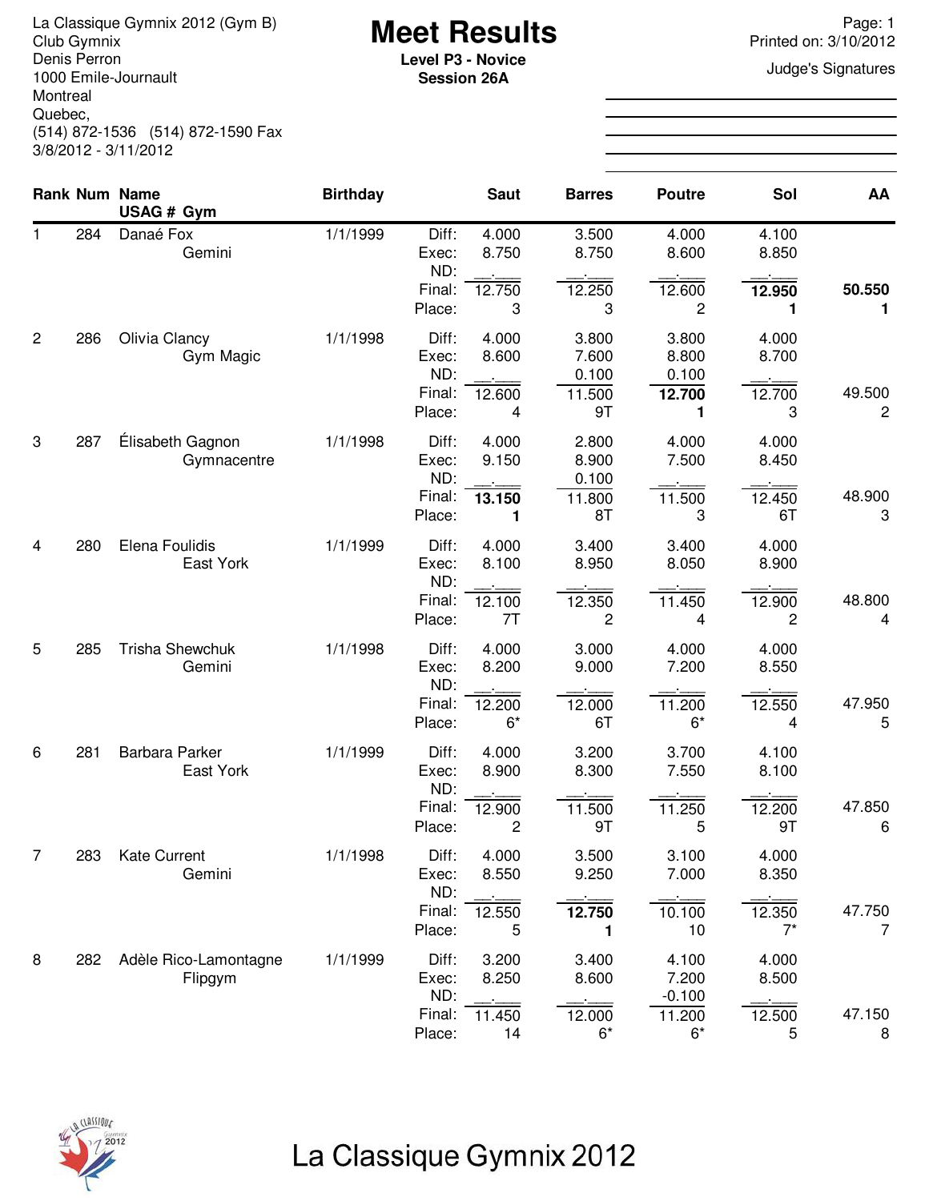La Classique Gymnix 2012 (Gym B)
Club Gymnix
Denis Perron
1000 Emile-Journault
Montreal
Quebec,
(514) 872-1536 (514) 872-1590 Fax
3/8/2012 - 3/11/2012

# Meet Results

**Level P3 - Novice**
**Session 26A**

Page: 1
Printed on: 3/10/2012

Judge's Signatures

| Rank | Num | Name / USAG # Gym | Birthday | | Saut | Barres | Poutre | Sol | AA |
|---|---|---|---|---|---|---|---|---|---|
| 1 | 284 | Danaé Fox | 1/1/1999 | Diff: | 4.000 | 3.500 | 4.000 | 4.100 | |
| | | Gemini | | Exec: | 8.750 | 8.750 | 8.600 | 8.850 | |
| | | | | ND: | | | | | |
| | | | | Final: | 12.750 | 12.250 | 12.600 | **12.950** | 50.550 |
| | | | | Place: | 3 | 3 | 2 | **1** | 1 |
| 2 | 286 | Olivia Clancy | 1/1/1998 | Diff: | 4.000 | 3.800 | 3.800 | 4.000 | |
| | | Gym Magic | | Exec: | 8.600 | 7.600 | 8.800 | 8.700 | |
| | | | | ND: | | 0.100 | 0.100 | | |
| | | | | Final: | 12.600 | 11.500 | **12.700** | 12.700 | 49.500 |
| | | | | Place: | 4 | 9T | **1** | 3 | 2 |
| 3 | 287 | Élisabeth Gagnon | 1/1/1998 | Diff: | 4.000 | 2.800 | 4.000 | 4.000 | |
| | | Gymnacentre | | Exec: | 9.150 | 8.900 | 7.500 | 8.450 | |
| | | | | ND: | | 0.100 | | | |
| | | | | Final: | **13.150** | 11.800 | 11.500 | 12.450 | 48.900 |
| | | | | Place: | **1** | 8T | 3 | 6T | 3 |
| 4 | 280 | Elena Foulidis | 1/1/1999 | Diff: | 4.000 | 3.400 | 3.400 | 4.000 | |
| | | East York | | Exec: | 8.100 | 8.950 | 8.050 | 8.900 | |
| | | | | ND: | | | | | |
| | | | | Final: | 12.100 | 12.350 | 11.450 | 12.900 | 48.800 |
| | | | | Place: | 7T | 2 | 4 | 2 | 4 |
| 5 | 285 | Trisha Shewchuk | 1/1/1998 | Diff: | 4.000 | 3.000 | 4.000 | 4.000 | |
| | | Gemini | | Exec: | 8.200 | 9.000 | 7.200 | 8.550 | |
| | | | | ND: | | | | | |
| | | | | Final: | 12.200 | 12.000 | 11.200 | 12.550 | 47.950 |
| | | | | Place: | 6* | 6T | 6* | 4 | 5 |
| 6 | 281 | Barbara Parker | 1/1/1999 | Diff: | 4.000 | 3.200 | 3.700 | 4.100 | |
| | | East York | | Exec: | 8.900 | 8.300 | 7.550 | 8.100 | |
| | | | | ND: | | | | | |
| | | | | Final: | 12.900 | 11.500 | 11.250 | 12.200 | 47.850 |
| | | | | Place: | 2 | 9T | 5 | 9T | 6 |
| 7 | 283 | Kate Current | 1/1/1998 | Diff: | 4.000 | 3.500 | 3.100 | 4.000 | |
| | | Gemini | | Exec: | 8.550 | 9.250 | 7.000 | 8.350 | |
| | | | | ND: | | | | | |
| | | | | Final: | 12.550 | **12.750** | 10.100 | 12.350 | 47.750 |
| | | | | Place: | 5 | **1** | 10 | 7* | 7 |
| 8 | 282 | Adèle Rico-Lamontagne | 1/1/1999 | Diff: | 3.200 | 3.400 | 4.100 | 4.000 | |
| | | Flipgym | | Exec: | 8.250 | 8.600 | 7.200 | 8.500 | |
| | | | | ND: | | | -0.100 | | |
| | | | | Final: | 11.450 | 12.000 | 11.200 | 12.500 | 47.150 |
| | | | | Place: | 14 | 6* | 6* | 5 | 8 |

La Classique Gymnix 2012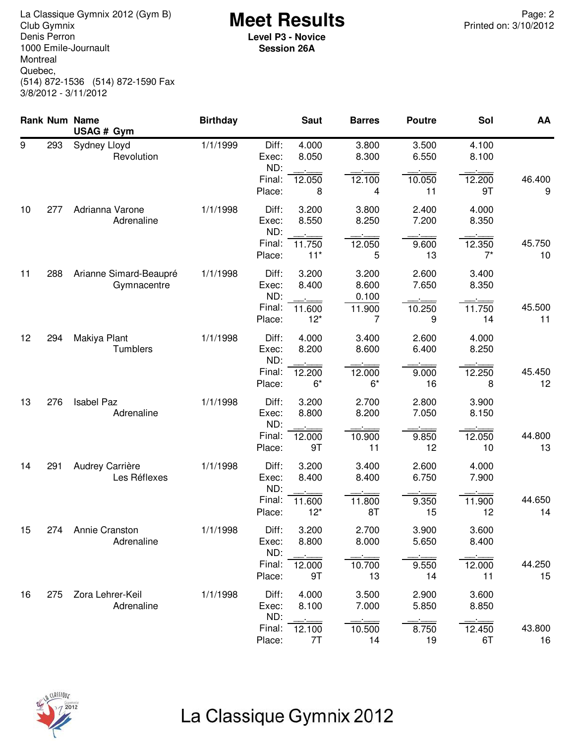La Classique Gymnix 2012 (Gym B)
Club Gymnix
Denis Perron
1000 Emile-Journault
Montreal
Quebec,
(514) 872-1536 (514) 872-1590 Fax
3/8/2012 - 3/11/2012

# Meet Results

**Level P3 - Novice**
**Session 26A**

Printed on: 3/10/2012

| Rank | Num | Name / USAG # Gym | Birthday | | Saut | Barres | Poutre | Sol | AA |
|---|---|---|---|---|---|---|---|---|---|
| 9 | 293 | Sydney Lloyd | 1/1/1999 | Diff: | 4.000 | 3.800 | 3.500 | 4.100 | |
| | | Revolution | | Exec: | 8.050 | 8.300 | 6.550 | 8.100 | |
| | | | | ND: | __.___ | __.___ | __.___ | __.___ | |
| | | | | Final: | 12.050 | 12.100 | 10.050 | 12.200 | 46.400 |
| | | | | Place: | 8 | 4 | 11 | 9T | 9 |
| 10 | 277 | Adrianna Varone | 1/1/1998 | Diff: | 3.200 | 3.800 | 2.400 | 4.000 | |
| | | Adrenaline | | Exec: | 8.550 | 8.250 | 7.200 | 8.350 | |
| | | | | ND: | __.___ | __.___ | __.___ | __.___ | |
| | | | | Final: | 11.750 | 12.050 | 9.600 | 12.350 | 45.750 |
| | | | | Place: | 11* | 5 | 13 | 7* | 10 |
| 11 | 288 | Arianne Simard-Beaupré | 1/1/1998 | Diff: | 3.200 | 3.200 | 2.600 | 3.400 | |
| | | Gymnacentre | | Exec: | 8.400 | 8.600 | 7.650 | 8.350 | |
| | | | | ND: | __.___ | 0.100 | __.___ | __.___ | |
| | | | | Final: | 11.600 | 11.900 | 10.250 | 11.750 | 45.500 |
| | | | | Place: | 12* | 7 | 9 | 14 | 11 |
| 12 | 294 | Makiya Plant | 1/1/1998 | Diff: | 4.000 | 3.400 | 2.600 | 4.000 | |
| | | Tumblers | | Exec: | 8.200 | 8.600 | 6.400 | 8.250 | |
| | | | | ND: | __.___ | __.___ | __.___ | __.___ | |
| | | | | Final: | 12.200 | 12.000 | 9.000 | 12.250 | 45.450 |
| | | | | Place: | 6* | 6* | 16 | 8 | 12 |
| 13 | 276 | Isabel Paz | 1/1/1998 | Diff: | 3.200 | 2.700 | 2.800 | 3.900 | |
| | | Adrenaline | | Exec: | 8.800 | 8.200 | 7.050 | 8.150 | |
| | | | | ND: | __.___ | __.___ | __.___ | __.___ | |
| | | | | Final: | 12.000 | 10.900 | 9.850 | 12.050 | 44.800 |
| | | | | Place: | 9T | 11 | 12 | 10 | 13 |
| 14 | 291 | Audrey Carrière | 1/1/1998 | Diff: | 3.200 | 3.400 | 2.600 | 4.000 | |
| | | Les Réflexes | | Exec: | 8.400 | 8.400 | 6.750 | 7.900 | |
| | | | | ND: | __.___ | __.___ | __.___ | __.___ | |
| | | | | Final: | 11.600 | 11.800 | 9.350 | 11.900 | 44.650 |
| | | | | Place: | 12* | 8T | 15 | 12 | 14 |
| 15 | 274 | Annie Cranston | 1/1/1998 | Diff: | 3.200 | 2.700 | 3.900 | 3.600 | |
| | | Adrenaline | | Exec: | 8.800 | 8.000 | 5.650 | 8.400 | |
| | | | | ND: | __.___ | __.___ | __.___ | __.___ | |
| | | | | Final: | 12.000 | 10.700 | 9.550 | 12.000 | 44.250 |
| | | | | Place: | 9T | 13 | 14 | 11 | 15 |
| 16 | 275 | Zora Lehrer-Keil | 1/1/1998 | Diff: | 4.000 | 3.500 | 2.900 | 3.600 | |
| | | Adrenaline | | Exec: | 8.100 | 7.000 | 5.850 | 8.850 | |
| | | | | ND: | __.___ | __.___ | __.___ | __.___ | |
| | | | | Final: | 12.100 | 10.500 | 8.750 | 12.450 | 43.800 |
| | | | | Place: | 7T | 14 | 19 | 6T | 16 |

La Classique Gymnix 2012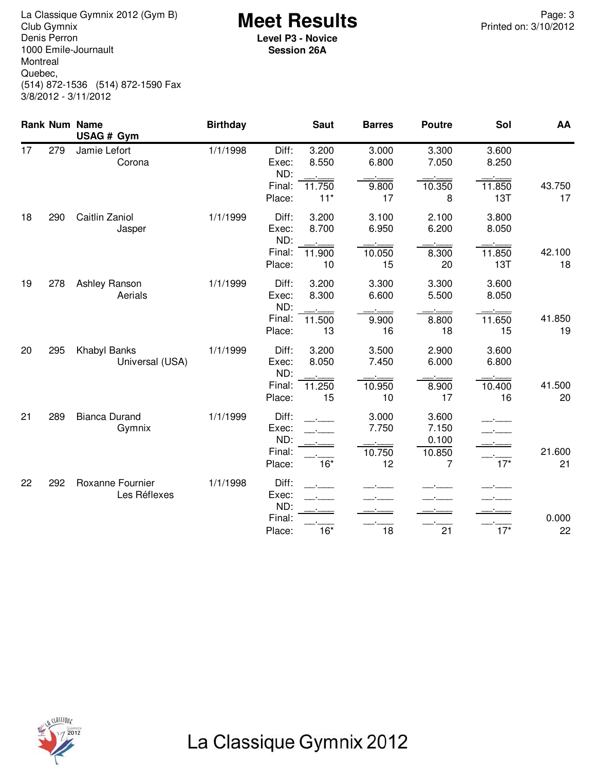La Classique Gymnix 2012 (Gym B)
Club Gymnix
Denis Perron
1000 Emile-Journault
Montreal
Quebec,
(514) 872-1536 (514) 872-1590 Fax
3/8/2012 - 3/11/2012

# Meet Results

**Level P3 - Novice**
**Session 26A**

Printed on: 3/10/2012

| Rank | Num | Name / USAG # Gym | Birthday | | Saut | Barres | Poutre | Sol | AA |
|---|---|---|---|---|---|---|---|---|---|
| 17 | 279 | Jamie Lefort | 1/1/1998 | Diff: | 3.200 | 3.000 | 3.300 | 3.600 | |
| | | Corona | | Exec: | 8.550 | 6.800 | 7.050 | 8.250 | |
| | | | | ND: | __.___ | __.___ | __.___ | __.___ | |
| | | | | Final: | 11.750 | 9.800 | 10.350 | 11.850 | 43.750 |
| | | | | Place: | 11* | 17 | 8 | 13T | 17 |
| 18 | 290 | Caitlin Zaniol | 1/1/1999 | Diff: | 3.200 | 3.100 | 2.100 | 3.800 | |
| | | Jasper | | Exec: | 8.700 | 6.950 | 6.200 | 8.050 | |
| | | | | ND: | __.___ | __.___ | __.___ | __.___ | |
| | | | | Final: | 11.900 | 10.050 | 8.300 | 11.850 | 42.100 |
| | | | | Place: | 10 | 15 | 20 | 13T | 18 |
| 19 | 278 | Ashley Ranson | 1/1/1999 | Diff: | 3.200 | 3.300 | 3.300 | 3.600 | |
| | | Aerials | | Exec: | 8.300 | 6.600 | 5.500 | 8.050 | |
| | | | | ND: | __.___ | __.___ | __.___ | __.___ | |
| | | | | Final: | 11.500 | 9.900 | 8.800 | 11.650 | 41.850 |
| | | | | Place: | 13 | 16 | 18 | 15 | 19 |
| 20 | 295 | Khabyl Banks | 1/1/1999 | Diff: | 3.200 | 3.500 | 2.900 | 3.600 | |
| | | Universal (USA) | | Exec: | 8.050 | 7.450 | 6.000 | 6.800 | |
| | | | | ND: | __.___ | __.___ | __.___ | __.___ | |
| | | | | Final: | 11.250 | 10.950 | 8.900 | 10.400 | 41.500 |
| | | | | Place: | 15 | 10 | 17 | 16 | 20 |
| 21 | 289 | Bianca Durand | 1/1/1999 | Diff: | __.___ | 3.000 | 3.600 | __.___ | |
| | | Gymnix | | Exec: | __.___ | 7.750 | 7.150 | __.___ | |
| | | | | ND: | __.___ | __.___ | 0.100 | __.___ | |
| | | | | Final: | __.___ | 10.750 | 10.850 | __.___ | 21.600 |
| | | | | Place: | 16* | 12 | 7 | 17* | 21 |
| 22 | 292 | Roxanne Fournier | 1/1/1998 | Diff: | __.___ | __.___ | __.___ | __.___ | |
| | | Les Réflexes | | Exec: | __.___ | __.___ | __.___ | __.___ | |
| | | | | ND: | __.___ | __.___ | __.___ | __.___ | |
| | | | | Final: | __.___ | __.___ | __.___ | __.___ | 0.000 |
| | | | | Place: | 16* | 18 | 21 | 17* | 22 |

La Classique Gymnix 2012